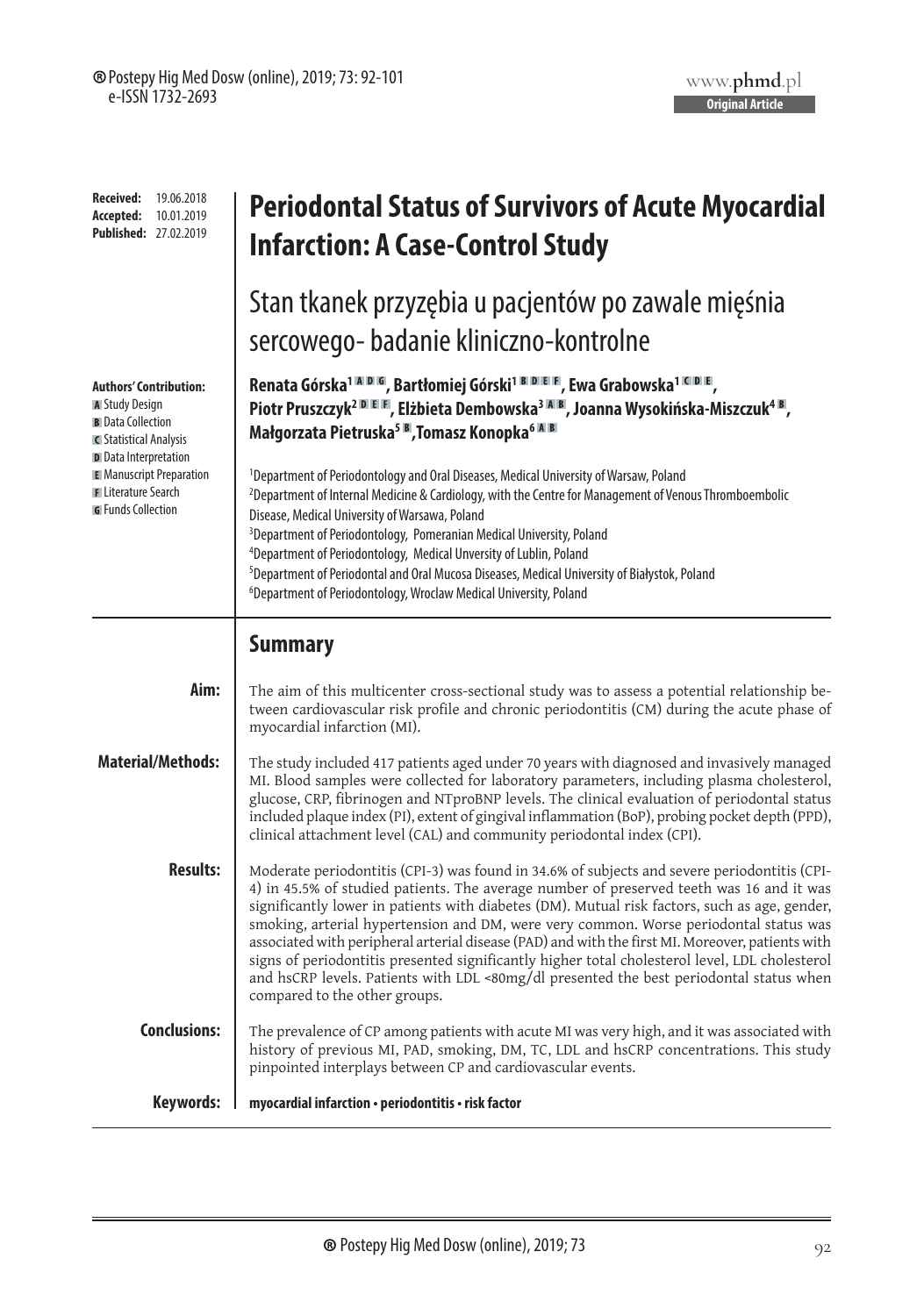**Received:** 19.06.2018
**Accepted:** 10.01.2019
**Published:** 27.02.2019

# Periodontal Status of Survivors of Acute Myocardial Infarction: A Case-Control Study

## Stan tkanek przyzębia u pacjentów po zawale mięśnia sercowego- badanie kliniczno-kontrolne

**Renata Górska[1] A D G, Bartłomiej Górski[1] B D E F, Ewa Grabowska[1] C D E, Piotr Pruszczyk[2] D E F, Elżbieta Dembowska[3] A B, Joanna Wysokińska-Miszczuk[4] B, Małgorzata Pietruska[5] B, Tomasz Konopka[6] A B**

**Authors' Contribution:**
A Study Design
B Data Collection
C Statistical Analysis
D Data Interpretation
E Manuscript Preparation
F Literature Search
G Funds Collection

[1]Department of Periodontology and Oral Diseases, Medical University of Warsaw, Poland
[2]Department of Internal Medicine & Cardiology, with the Centre for Management of Venous Thromboembolic Disease, Medical University of Warsawa, Poland
[3]Department of Periodontology, Pomeranian Medical University, Poland
[4]Department of Periodontology, Medical Unversity of Lublin, Poland
[5]Department of Periodontal and Oral Mucosa Diseases, Medical University of Białystok, Poland
[6]Department of Periodontology, Wroclaw Medical University, Poland

## Summary

**Aim:** The aim of this multicenter cross-sectional study was to assess a potential relationship between cardiovascular risk profile and chronic periodontitis (CM) during the acute phase of myocardial infarction (MI).

**Material/Methods:** The study included 417 patients aged under 70 years with diagnosed and invasively managed MI. Blood samples were collected for laboratory parameters, including plasma cholesterol, glucose, CRP, fibrinogen and NTproBNP levels. The clinical evaluation of periodontal status included plaque index (PI), extent of gingival inflammation (BoP), probing pocket depth (PPD), clinical attachment level (CAL) and community periodontal index (CPI).

**Results:** Moderate periodontitis (CPI-3) was found in 34.6% of subjects and severe periodontitis (CPI-4) in 45.5% of studied patients. The average number of preserved teeth was 16 and it was significantly lower in patients with diabetes (DM). Mutual risk factors, such as age, gender, smoking, arterial hypertension and DM, were very common. Worse periodontal status was associated with peripheral arterial disease (PAD) and with the first MI. Moreover, patients with signs of periodontitis presented significantly higher total cholesterol level, LDL cholesterol and hsCRP levels. Patients with LDL <80mg/dl presented the best periodontal status when compared to the other groups.

**Conclusions:** The prevalence of CP among patients with acute MI was very high, and it was associated with history of previous MI, PAD, smoking, DM, TC, LDL and hsCRP concentrations. This study pinpointed interplays between CP and cardiovascular events.

**Keywords:** **myocardial infarction • periodontitis • risk factor**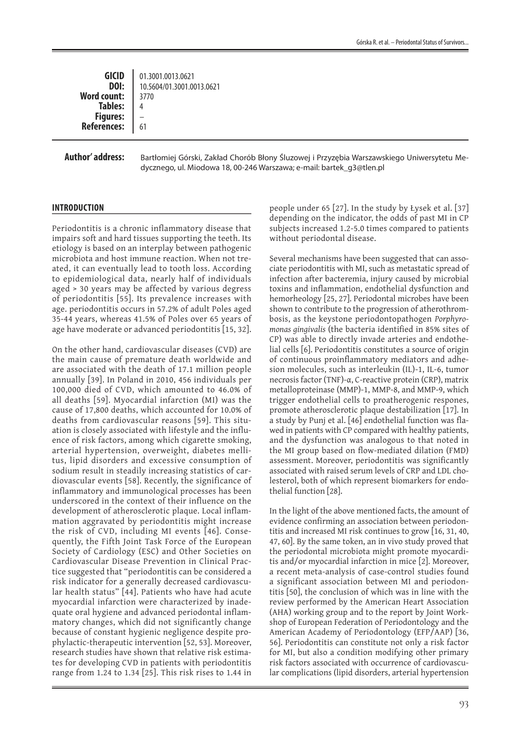**GICID** 01.3001.0013.0621
**DOI:** 10.5604/01.3001.0013.0621
**Word count:** 3770
**Tables:** 4
**Figures:** –
**References:** 61

**Author' address:** Bartłomiej Górski, Zakład Chorób Błony Śluzowej i Przyzębia Warszawskiego Uniwersytetu Medycznego, ul. Miodowa 18, 00-246 Warszawa; e-mail: bartek_g3@tlen.pl

## INTRODUCTION

Periodontitis is a chronic inflammatory disease that impairs soft and hard tissues supporting the teeth. Its etiology is based on an interplay between pathogenic microbiota and host immune reaction. When not treated, it can eventually lead to tooth loss. According to epidemiological data, nearly half of individuals aged > 30 years may be affected by various degress of periodontitis [55]. Its prevalence increases with age. periodontitis occurs in 57.2% of adult Poles aged 35-44 years, whereas 41.5% of Poles over 65 years of age have moderate or advanced periodontitis [15, 32].

On the other hand, cardiovascular diseases (CVD) are the main cause of premature death worldwide and are associated with the death of 17.1 million people annually [39]. In Poland in 2010, 456 individuals per 100,000 died of CVD, which amounted to 46.0% of all deaths [59]. Myocardial infarction (MI) was the cause of 17,800 deaths, which accounted for 10.0% of deaths from cardiovascular reasons [59]. This situation is closely associated with lifestyle and the influence of risk factors, among which cigarette smoking, arterial hypertension, overweight, diabetes mellitus, lipid disorders and excessive consumption of sodium result in steadily increasing statistics of cardiovascular events [58]. Recently, the significance of inflammatory and immunological processes has been underscored in the context of their influence on the development of atherosclerotic plaque. Local inflammation aggravated by periodontitis might increase the risk of CVD, including MI events [46]. Consequently, the Fifth Joint Task Force of the European Society of Cardiology (ESC) and Other Societies on Cardiovascular Disease Prevention in Clinical Practice suggested that "periodontitis can be considered a risk indicator for a generally decreased cardiovascular health status" [44]. Patients who have had acute myocardial infarction were characterized by inadequate oral hygiene and advanced periodontal inflammatory changes, which did not significantly change because of constant hygienic negligence despite prophylactic-therapeutic intervention [52, 53]. Moreover, research studies have shown that relative risk estimates for developing CVD in patients with periodontitis range from 1.24 to 1.34 [25]. This risk rises to 1.44 in people under 65 [27]. In the study by Łysek et al. [37] depending on the indicator, the odds of past MI in CP subjects increased 1.2-5.0 times compared to patients without periodontal disease.

Several mechanisms have been suggested that can associate periodontitis with MI, such as metastatic spread of infection after bacteremia, injury caused by microbial toxins and inflammation, endothelial dysfunction and hemorheology [25, 27]. Periodontal microbes have been shown to contribute to the progression of atherothrombosis, as the keystone periodontopathogen *Porphyromonas gingivalis* (the bacteria identified in 85% sites of CP) was able to directly invade arteries and endothelial cells [6]. Periodontitis constitutes a source of origin of continuous proinflammatory mediators and adhesion molecules, such as interleukin (IL)-1, IL-6, tumor necrosis factor (TNF)-α, C-reactive protein (CRP), matrix metalloproteinase (MMP)-1, MMP-8, and MMP-9, which trigger endothelial cells to proatherogenic respones, promote atherosclerotic plaque destabilization [17]. In a study by Punj et al. [46] endothelial function was flawed in patients with CP compared with healthy patients, and the dysfunction was analogous to that noted in the MI group based on flow-mediated dilation (FMD) assessment. Moreover, periodontitis was significantly associated with raised serum levels of CRP and LDL cholesterol, both of which represent biomarkers for endothelial function [28].

In the light of the above mentioned facts, the amount of evidence confirming an association between periodontitis and increased MI risk continues to grow [16, 31, 40, 47, 60]. By the same token, an in vivo study proved that the periodontal microbiota might promote myocarditis and/or myocardial infarction in mice [2]. Moreover, a recent meta-analysis of case-control studies found a significant association between MI and periodontitis [50], the conclusion of which was in line with the review performed by the American Heart Association (AHA) working group and to the report by Joint Workshop of European Federation of Periodontology and the American Academy of Periodontology (EFP/AAP) [36, 56]. Periodontitis can constitute not only a risk factor for MI, but also a condition modifying other primary risk factors associated with occurrence of cardiovascular complications (lipid disorders, arterial hypertension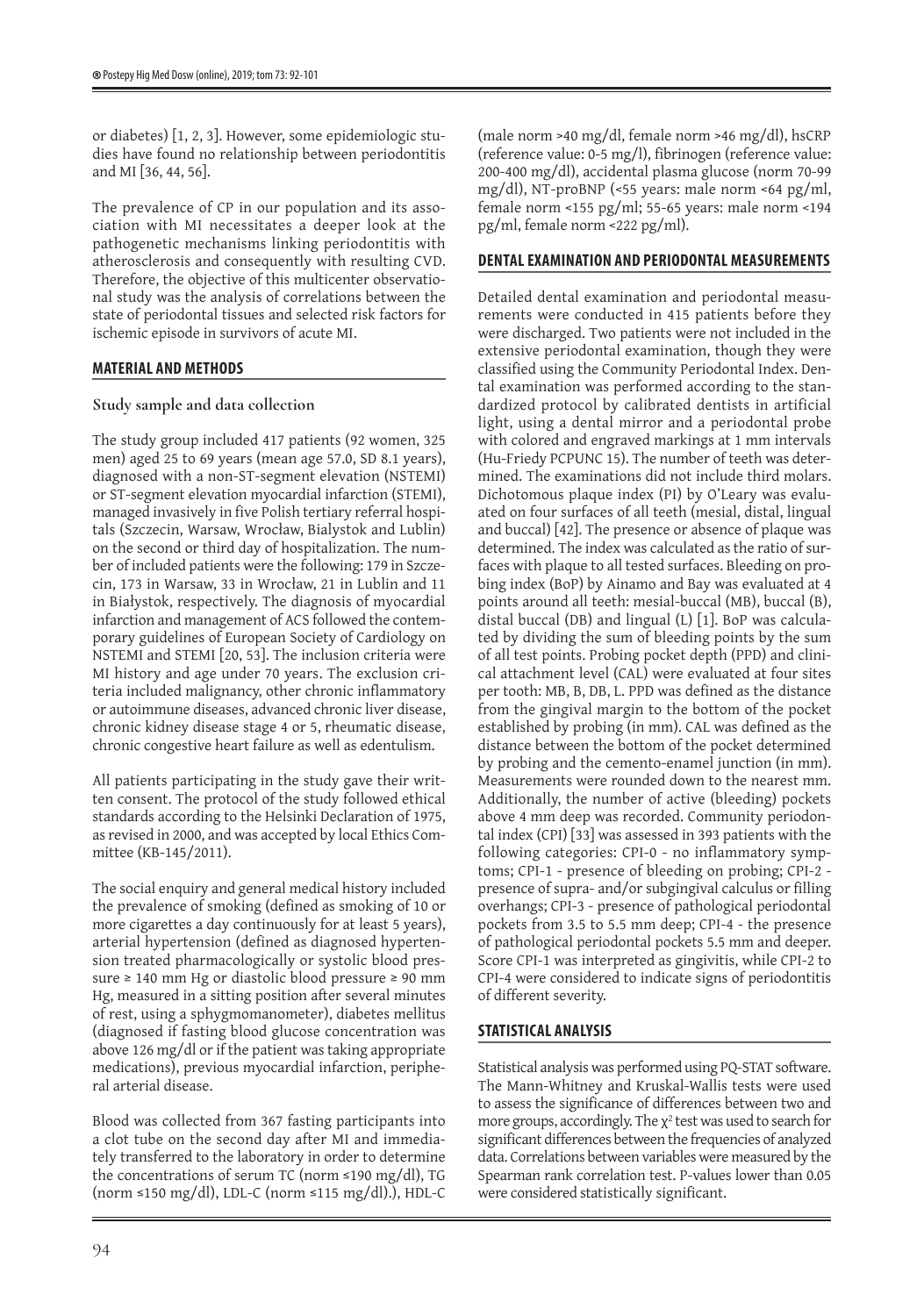or diabetes) [1, 2, 3]. However, some epidemiologic studies have found no relationship between periodontitis and MI [36, 44, 56].

The prevalence of CP in our population and its association with MI necessitates a deeper look at the pathogenetic mechanisms linking periodontitis with atherosclerosis and consequently with resulting CVD. Therefore, the objective of this multicenter observational study was the analysis of correlations between the state of periodontal tissues and selected risk factors for ischemic episode in survivors of acute MI.

## MATERIAL AND METHODS

### Study sample and data collection

The study group included 417 patients (92 women, 325 men) aged 25 to 69 years (mean age 57.0, SD 8.1 years), diagnosed with a non-ST-segment elevation (NSTEMI) or ST-segment elevation myocardial infarction (STEMI), managed invasively in five Polish tertiary referral hospitals (Szczecin, Warsaw, Wrocław, Bialystok and Lublin) on the second or third day of hospitalization. The number of included patients were the following: 179 in Szczecin, 173 in Warsaw, 33 in Wrocław, 21 in Lublin and 11 in Białystok, respectively. The diagnosis of myocardial infarction and management of ACS followed the contemporary guidelines of European Society of Cardiology on NSTEMI and STEMI [20, 53]. The inclusion criteria were MI history and age under 70 years. The exclusion criteria included malignancy, other chronic inflammatory or autoimmune diseases, advanced chronic liver disease, chronic kidney disease stage 4 or 5, rheumatic disease, chronic congestive heart failure as well as edentulism.

All patients participating in the study gave their written consent. The protocol of the study followed ethical standards according to the Helsinki Declaration of 1975, as revised in 2000, and was accepted by local Ethics Committee (KB-145/2011).

The social enquiry and general medical history included the prevalence of smoking (defined as smoking of 10 or more cigarettes a day continuously for at least 5 years), arterial hypertension (defined as diagnosed hypertension treated pharmacologically or systolic blood pressure ≥ 140 mm Hg or diastolic blood pressure ≥ 90 mm Hg, measured in a sitting position after several minutes of rest, using a sphygmomanometer), diabetes mellitus (diagnosed if fasting blood glucose concentration was above 126 mg/dl or if the patient was taking appropriate medications), previous myocardial infarction, peripheral arterial disease.

Blood was collected from 367 fasting participants into a clot tube on the second day after MI and immediately transferred to the laboratory in order to determine the concentrations of serum TC (norm ≤190 mg/dl), TG (norm ≤150 mg/dl), LDL-C (norm ≤115 mg/dl).), HDL-C (male norm >40 mg/dl, female norm >46 mg/dl), hsCRP (reference value: 0-5 mg/l), fibrinogen (reference value: 200-400 mg/dl), accidental plasma glucose (norm 70-99 mg/dl), NT-proBNP (<55 years: male norm <64 pg/ml, female norm <155 pg/ml; 55-65 years: male norm <194 pg/ml, female norm <222 pg/ml).

## DENTAL EXAMINATION AND PERIODONTAL MEASUREMENTS

Detailed dental examination and periodontal measurements were conducted in 415 patients before they were discharged. Two patients were not included in the extensive periodontal examination, though they were classified using the Community Periodontal Index. Dental examination was performed according to the standardized protocol by calibrated dentists in artificial light, using a dental mirror and a periodontal probe with colored and engraved markings at 1 mm intervals (Hu-Friedy PCPUNC 15). The number of teeth was determined. The examinations did not include third molars. Dichotomous plaque index (PI) by O'Leary was evaluated on four surfaces of all teeth (mesial, distal, lingual and buccal) [42]. The presence or absence of plaque was determined. The index was calculated as the ratio of surfaces with plaque to all tested surfaces. Bleeding on probing index (BoP) by Ainamo and Bay was evaluated at 4 points around all teeth: mesial-buccal (MB), buccal (B), distal buccal (DB) and lingual (L) [1]. BoP was calculated by dividing the sum of bleeding points by the sum of all test points. Probing pocket depth (PPD) and clinical attachment level (CAL) were evaluated at four sites per tooth: MB, B, DB, L. PPD was defined as the distance from the gingival margin to the bottom of the pocket established by probing (in mm). CAL was defined as the distance between the bottom of the pocket determined by probing and the cemento-enamel junction (in mm). Measurements were rounded down to the nearest mm. Additionally, the number of active (bleeding) pockets above 4 mm deep was recorded. Community periodontal index (CPI) [33] was assessed in 393 patients with the following categories: CPI-0 - no inflammatory symptoms; CPI-1 - presence of bleeding on probing; CPI-2 - presence of supra- and/or subgingival calculus or filling overhangs; CPI-3 - presence of pathological periodontal pockets from 3.5 to 5.5 mm deep; CPI-4 - the presence of pathological periodontal pockets 5.5 mm and deeper. Score CPI-1 was interpreted as gingivitis, while CPI-2 to CPI-4 were considered to indicate signs of periodontitis of different severity.

## STATISTICAL ANALYSIS

Statistical analysis was performed using PQ-STAT software. The Mann-Whitney and Kruskal-Wallis tests were used to assess the significance of differences between two and more groups, accordingly. The $\chi^2$ test was used to search for significant differences between the frequencies of analyzed data. Correlations between variables were measured by the Spearman rank correlation test. P-values lower than 0.05 were considered statistically significant.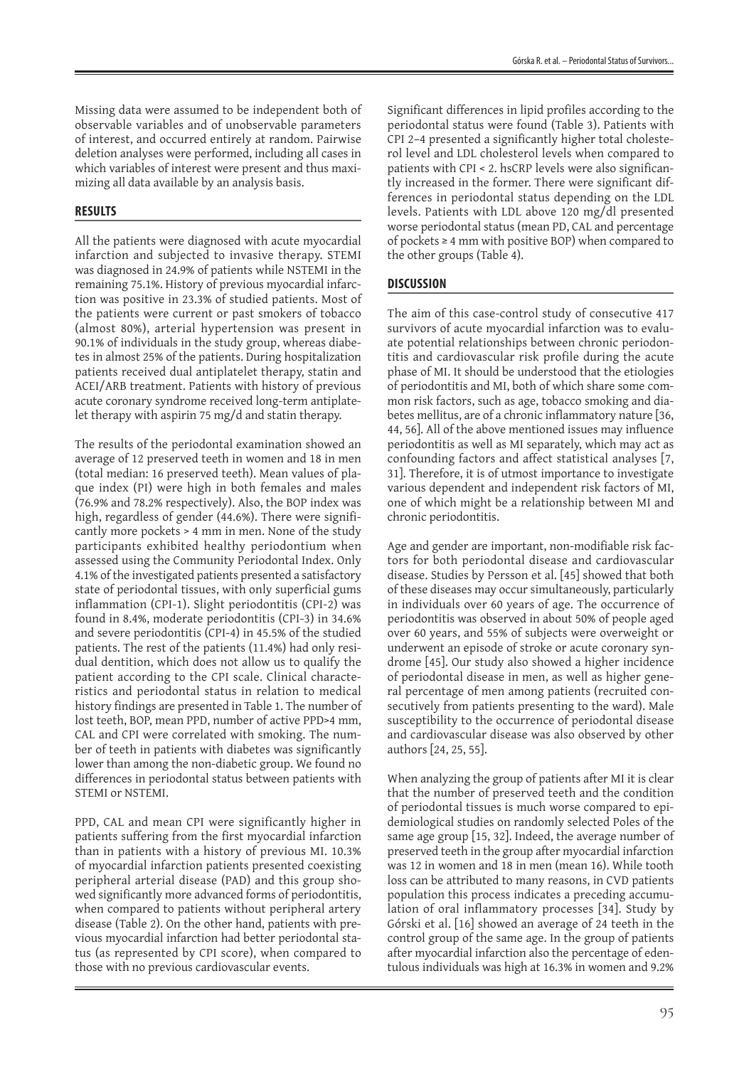Missing data were assumed to be independent both of observable variables and of unobservable parameters of interest, and occurred entirely at random. Pairwise deletion analyses were performed, including all cases in which variables of interest were present and thus maximizing all data available by an analysis basis.

## RESULTS

All the patients were diagnosed with acute myocardial infarction and subjected to invasive therapy. STEMI was diagnosed in 24.9% of patients while NSTEMI in the remaining 75.1%. History of previous myocardial infarction was positive in 23.3% of studied patients. Most of the patients were current or past smokers of tobacco (almost 80%), arterial hypertension was present in 90.1% of individuals in the study group, whereas diabetes in almost 25% of the patients. During hospitalization patients received dual antiplatelet therapy, statin and ACEI/ARB treatment. Patients with history of previous acute coronary syndrome received long-term antiplatelet therapy with aspirin 75 mg/d and statin therapy.

The results of the periodontal examination showed an average of 12 preserved teeth in women and 18 in men (total median: 16 preserved teeth). Mean values of plaque index (PI) were high in both females and males (76.9% and 78.2% respectively). Also, the BOP index was high, regardless of gender (44.6%). There were significantly more pockets > 4 mm in men. None of the study participants exhibited healthy periodontium when assessed using the Community Periodontal Index. Only 4.1% of the investigated patients presented a satisfactory state of periodontal tissues, with only superficial gums inflammation (CPI-1). Slight periodontitis (CPI-2) was found in 8.4%, moderate periodontitis (CPI-3) in 34.6% and severe periodontitis (CPI-4) in 45.5% of the studied patients. The rest of the patients (11.4%) had only residual dentition, which does not allow us to qualify the patient according to the CPI scale. Clinical characteristics and periodontal status in relation to medical history findings are presented in Table 1. The number of lost teeth, BOP, mean PPD, number of active PPD>4 mm, CAL and CPI were correlated with smoking. The number of teeth in patients with diabetes was significantly lower than among the non-diabetic group. We found no differences in periodontal status between patients with STEMI or NSTEMI.

PPD, CAL and mean CPI were significantly higher in patients suffering from the first myocardial infarction than in patients with a history of previous MI. 10.3% of myocardial infarction patients presented coexisting peripheral arterial disease (PAD) and this group showed significantly more advanced forms of periodontitis, when compared to patients without peripheral artery disease (Table 2). On the other hand, patients with previous myocardial infarction had better periodontal status (as represented by CPI score), when compared to those with no previous cardiovascular events.

Significant differences in lipid profiles according to the periodontal status were found (Table 3). Patients with CPI 2–4 presented a significantly higher total cholesterol level and LDL cholesterol levels when compared to patients with CPI < 2. hsCRP levels were also significantly increased in the former. There were significant differences in periodontal status depending on the LDL levels. Patients with LDL above 120 mg/dl presented worse periodontal status (mean PD, CAL and percentage of pockets ≥ 4 mm with positive BOP) when compared to the other groups (Table 4).

## DISCUSSION

The aim of this case-control study of consecutive 417 survivors of acute myocardial infarction was to evaluate potential relationships between chronic periodontitis and cardiovascular risk profile during the acute phase of MI. It should be understood that the etiologies of periodontitis and MI, both of which share some common risk factors, such as age, tobacco smoking and diabetes mellitus, are of a chronic inflammatory nature [36, 44, 56]. All of the above mentioned issues may influence periodontitis as well as MI separately, which may act as confounding factors and affect statistical analyses [7, 31]. Therefore, it is of utmost importance to investigate various dependent and independent risk factors of MI, one of which might be a relationship between MI and chronic periodontitis.

Age and gender are important, non-modifiable risk factors for both periodontal disease and cardiovascular disease. Studies by Persson et al. [45] showed that both of these diseases may occur simultaneously, particularly in individuals over 60 years of age. The occurrence of periodontitis was observed in about 50% of people aged over 60 years, and 55% of subjects were overweight or underwent an episode of stroke or acute coronary syndrome [45]. Our study also showed a higher incidence of periodontal disease in men, as well as higher general percentage of men among patients (recruited consecutively from patients presenting to the ward). Male susceptibility to the occurrence of periodontal disease and cardiovascular disease was also observed by other authors [24, 25, 55].

When analyzing the group of patients after MI it is clear that the number of preserved teeth and the condition of periodontal tissues is much worse compared to epidemiological studies on randomly selected Poles of the same age group [15, 32]. Indeed, the average number of preserved teeth in the group after myocardial infarction was 12 in women and 18 in men (mean 16). While tooth loss can be attributed to many reasons, in CVD patients population this process indicates a preceding accumulation of oral inflammatory processes [34]. Study by Górski et al. [16] showed an average of 24 teeth in the control group of the same age. In the group of patients after myocardial infarction also the percentage of edentulous individuals was high at 16.3% in women and 9.2%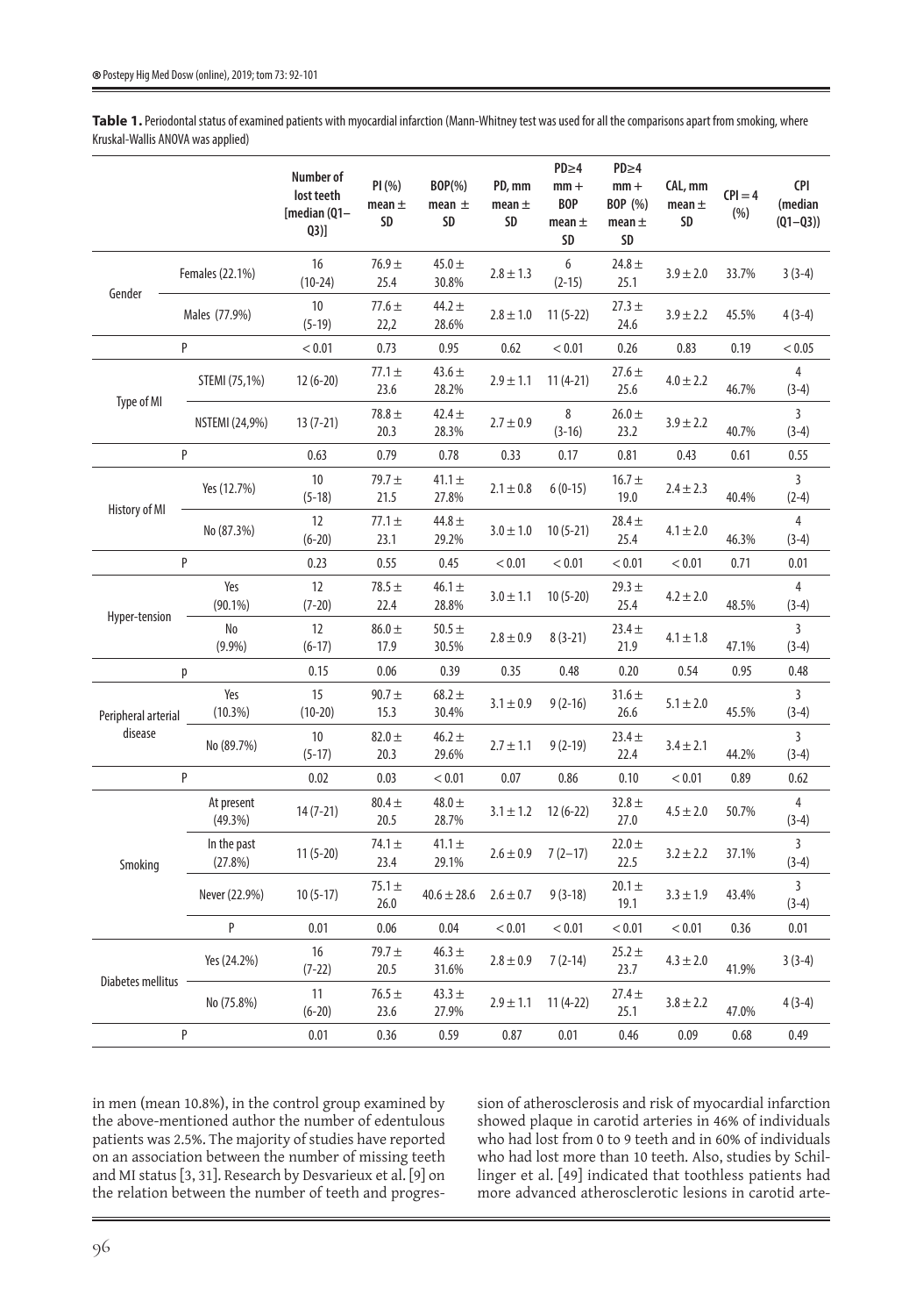**Table 1.** Periodontal status of examined patients with myocardial infarction (Mann-Whitney test was used for all the comparisons apart from smoking, where Kruskal-Wallis ANOVA was applied)

| | | Number of lost teeth [median (Q1–Q3)] | PI (%) mean ± SD | BOP(%) mean ± SD | PD, mm mean ± SD | PD≥4 mm + BOP mean ± SD | PD≥4 mm + BOP (%) mean ± SD | CAL, mm mean ± SD | CPI = 4 (%) | CPI (median (Q1–Q3)) |
|---|---|---|---|---|---|---|---|---|---|---|
| Gender | Females (22.1%) | 16 (10-24) | 76.9 ± 25.4 | 45.0 ± 30.8% | 2.8 ± 1.3 | 6 (2-15) | 24.8 ± 25.1 | 3.9 ± 2.0 | 33.7% | 3 (3-4) |
| | Males (77.9%) | 10 (5-19) | 77.6 ± 22,2 | 44.2 ± 28.6% | 2.8 ± 1.0 | 11 (5-22) | 27.3 ± 24.6 | 3.9 ± 2.2 | 45.5% | 4 (3-4) |
| P | | < 0.01 | 0.73 | 0.95 | 0.62 | < 0.01 | 0.26 | 0.83 | 0.19 | < 0.05 |
| Type of MI | STEMI (75,1%) | 12 (6-20) | 77.1 ± 23.6 | 43.6 ± 28.2% | 2.9 ± 1.1 | 11 (4-21) | 27.6 ± 25.6 | 4.0 ± 2.2 | 46.7% | 4 (3-4) |
| | NSTEMI (24,9%) | 13 (7-21) | 78.8 ± 20.3 | 42.4 ± 28.3% | 2.7 ± 0.9 | 8 (3-16) | 26.0 ± 23.2 | 3.9 ± 2.2 | 40.7% | 3 (3-4) |
| P | | 0.63 | 0.79 | 0.78 | 0.33 | 0.17 | 0.81 | 0.43 | 0.61 | 0.55 |
| History of MI | Yes (12.7%) | 10 (5-18) | 79.7 ± 21.5 | 41.1 ± 27.8% | 2.1 ± 0.8 | 6 (0-15) | 16.7 ± 19.0 | 2.4 ± 2.3 | 40.4% | 3 (2-4) |
| | No (87.3%) | 12 (6-20) | 77.1 ± 23.1 | 44.8 ± 29.2% | 3.0 ± 1.0 | 10 (5-21) | 28.4 ± 25.4 | 4.1 ± 2.0 | 46.3% | 4 (3-4) |
| P | | 0.23 | 0.55 | 0.45 | < 0.01 | < 0.01 | < 0.01 | < 0.01 | 0.71 | 0.01 |
| Hyper-tension | Yes (90.1%) | 12 (7-20) | 78.5 ± 22.4 | 46.1 ± 28.8% | 3.0 ± 1.1 | 10 (5-20) | 29.3 ± 25.4 | 4.2 ± 2.0 | 48.5% | 4 (3-4) |
| | No (9.9%) | 12 (6-17) | 86.0 ± 17.9 | 50.5 ± 30.5% | 2.8 ± 0.9 | 8 (3-21) | 23.4 ± 21.9 | 4.1 ± 1.8 | 47.1% | 3 (3-4) |
| p | | 0.15 | 0.06 | 0.39 | 0.35 | 0.48 | 0.20 | 0.54 | 0.95 | 0.48 |
| Peripheral arterial disease | Yes (10.3%) | 15 (10-20) | 90.7 ± 15.3 | 68.2 ± 30.4% | 3.1 ± 0.9 | 9 (2-16) | 31.6 ± 26.6 | 5.1 ± 2.0 | 45.5% | 3 (3-4) |
| | No (89.7%) | 10 (5-17) | 82.0 ± 20.3 | 46.2 ± 29.6% | 2.7 ± 1.1 | 9 (2-19) | 23.4 ± 22.4 | 3.4 ± 2.1 | 44.2% | 3 (3-4) |
| P | | 0.02 | 0.03 | < 0.01 | 0.07 | 0.86 | 0.10 | < 0.01 | 0.89 | 0.62 |
| Smoking | At present (49.3%) | 14 (7-21) | 80.4 ± 20.5 | 48.0 ± 28.7% | 3.1 ± 1.2 | 12 (6-22) | 32.8 ± 27.0 | 4.5 ± 2.0 | 50.7% | 4 (3-4) |
| | In the past (27.8%) | 11 (5-20) | 74.1 ± 23.4 | 41.1 ± 29.1% | 2.6 ± 0.9 | 7 (2–17) | 22.0 ± 22.5 | 3.2 ± 2.2 | 37.1% | 3 (3-4) |
| | Never (22.9%) | 10 (5-17) | 75.1 ± 26.0 | 40.6 ± 28.6 | 2.6 ± 0.7 | 9 (3-18) | 20.1 ± 19.1 | 3.3 ± 1.9 | 43.4% | 3 (3-4) |
| | P | 0.01 | 0.06 | 0.04 | < 0.01 | < 0.01 | < 0.01 | < 0.01 | 0.36 | 0.01 |
| Diabetes mellitus | Yes (24.2%) | 16 (7-22) | 79.7 ± 20.5 | 46.3 ± 31.6% | 2.8 ± 0.9 | 7 (2-14) | 25.2 ± 23.7 | 4.3 ± 2.0 | 41.9% | 3 (3-4) |
| | No (75.8%) | 11 (6-20) | 76.5 ± 23.6 | 43.3 ± 27.9% | 2.9 ± 1.1 | 11 (4-22) | 27.4 ± 25.1 | 3.8 ± 2.2 | 47.0% | 4 (3-4) |
| P | | 0.01 | 0.36 | 0.59 | 0.87 | 0.01 | 0.46 | 0.09 | 0.68 | 0.49 |

in men (mean 10.8%), in the control group examined by the above-mentioned author the number of edentulous patients was 2.5%. The majority of studies have reported on an association between the number of missing teeth and MI status [3, 31]. Research by Desvarieux et al. [9] on the relation between the number of teeth and progression of atherosclerosis and risk of myocardial infarction showed plaque in carotid arteries in 46% of individuals who had lost from 0 to 9 teeth and in 60% of individuals who had lost more than 10 teeth. Also, studies by Schillinger et al. [49] indicated that toothless patients had more advanced atherosclerotic lesions in carotid arte-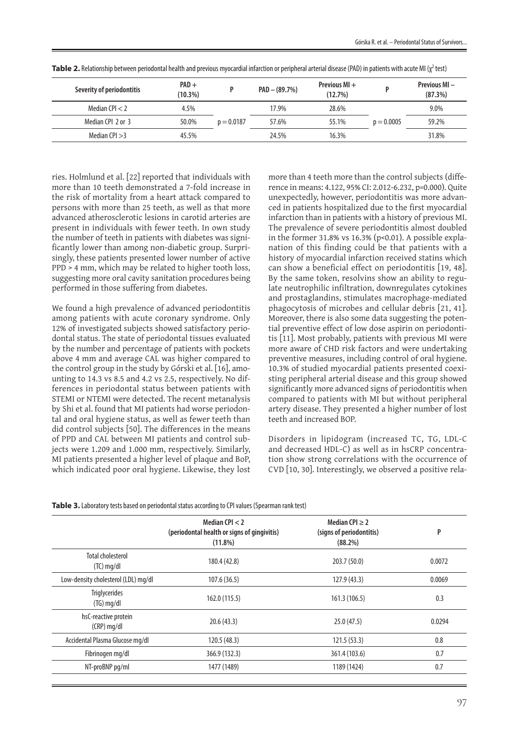**Table 2.** Relationship between periodontal health and previous myocardial infarction or peripheral arterial disease (PAD) in patients with acute MI ($\chi^2$ test)

| Severity of periodontitis | PAD + (10.3%) | P | PAD – (89.7%) | Previous MI + (12.7%) | P | Previous MI – (87.3%) |
|---|---|---|---|---|---|---|
| Median CPI < 2 | 4.5% | | 17.9% | 28.6% | | 9.0% |
| Median CPI 2 or 3 | 50.0% | p = 0.0187 | 57.6% | 55.1% | p = 0.0005 | 59.2% |
| Median CPI >3 | 45.5% | | 24.5% | 16.3% | | 31.8% |

ries. Holmlund et al. [22] reported that individuals with more than 10 teeth demonstrated a 7-fold increase in the risk of mortality from a heart attack compared to persons with more than 25 teeth, as well as that more advanced atherosclerotic lesions in carotid arteries are present in individuals with fewer teeth. In own study the number of teeth in patients with diabetes was significantly lower than among non-diabetic group. Surprisingly, these patients presented lower number of active PPD > 4 mm, which may be related to higher tooth loss, suggesting more oral cavity sanitation procedures being performed in those suffering from diabetes.

We found a high prevalence of advanced periodontitis among patients with acute coronary syndrome. Only 12% of investigated subjects showed satisfactory periodontal status. The state of periodontal tissues evaluated by the number and percentage of patients with pockets above 4 mm and average CAL was higher compared to the control group in the study by Górski et al. [16], amounting to 14.3 vs 8.5 and 4.2 vs 2.5, respectively. No differences in periodontal status between patients with STEMI or NTEMI were detected. The recent metanalysis by Shi et al. found that MI patients had worse periodontal and oral hygiene status, as well as fewer teeth than did control subjects [50]. The differences in the means of PPD and CAL between MI patients and control subjects were 1.209 and 1.000 mm, respectively. Similarly, MI patients presented a higher level of plaque and BoP, which indicated poor oral hygiene. Likewise, they lost more than 4 teeth more than the control subjects (difference in means: 4.122, 95% CI: 2.012-6.232, p=0.000). Quite unexpectedly, however, periodontitis was more advanced in patients hospitalized due to the first myocardial infarction than in patients with a history of previous MI. The prevalence of severe periodontitis almost doubled in the former 31.8% vs 16.3% (p<0.01). A possible explanation of this finding could be that patients with a history of myocardial infarction received statins which can show a beneficial effect on periodontitis [19, 48]. By the same token, resolvins show an ability to regulate neutrophilic infiltration, downregulates cytokines and prostaglandins, stimulates macrophage-mediated phagocytosis of microbes and cellular debris [21, 41]. Moreover, there is also some data suggesting the potential preventive effect of low dose aspirin on periodontitis [11]. Most probably, patients with previous MI were more aware of CHD risk factors and were undertaking preventive measures, including control of oral hygiene. 10.3% of studied myocardial patients presented coexisting peripheral arterial disease and this group showed significantly more advanced signs of periodontitis when compared to patients with MI but without peripheral artery disease. They presented a higher number of lost teeth and increased BOP.

Disorders in lipidogram (increased TC, TG, LDL-C and decreased HDL-C) as well as in hsCRP concentration show strong correlations with the occurrence of CVD [10, 30]. Interestingly, we observed a positive rela-

**Table 3.** Laboratory tests based on periodontal status according to CPI values (Spearman rank test)

| | Median CPI < 2 (periodontal health or signs of gingivitis) (11.8%) | Median CPI ≥ 2 (signs of periodontitis) (88.2%) | P |
|---|---|---|---|
| Total cholesterol (TC) mg/dl | 180.4 (42.8) | 203.7 (50.0) | 0.0072 |
| Low-density cholesterol (LDL) mg/dl | 107.6 (36.5) | 127.9 (43.3) | 0.0069 |
| Triglycerides (TG) mg/dl | 162.0 (115.5) | 161.3 (106.5) | 0.3 |
| hsC-reactive protein (CRP) mg/dl | 20.6 (43.3) | 25.0 (47.5) | 0.0294 |
| Accidental Plasma Glucose mg/dl | 120.5 (48.3) | 121.5 (53.3) | 0.8 |
| Fibrinogen mg/dl | 366.9 (132.3) | 361.4 (103.6) | 0.7 |
| NT-proBNP pg/ml | 1477 (1489) | 1189 (1424) | 0.7 |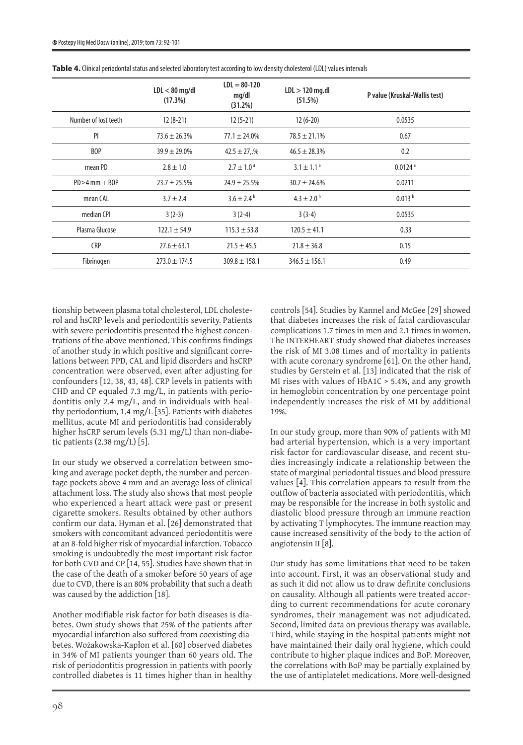**Table 4.** Clinical periodontal status and selected laboratory test according to low density cholesterol (LDL) values intervals

| | LDL < 80 mg/dl (17.3%) | LDL = 80-120 mg/dl (31.2%) | LDL > 120 mg.dl (51.5%) | P value (Kruskal-Wallis test) |
|---|---|---|---|---|
| Number of lost teeth | 12 (8-21) | 12 (5-21) | 12 (6-20) | 0.0535 |
| PI | 73.6 ± 26.3% | 77.1 ± 24.0% | 78.5 ± 21.1% | 0.67 |
| BOP | 39.9 ± 29.0% | 42.5 ± 27,.% | 46.5 ± 28.3% | 0.2 |
| mean PD | 2.8 ± 1.0 | 2.7 ± 1.0 [a] | 3.1 ± 1.1 [a] | 0.0124 [a] |
| PD≥4 mm + BOP | 23.7 ± 25.5% | 24.9 ± 25.5% | 30.7 ± 24.6% | 0.0211 |
| mean CAL | 3.7 ± 2.4 | 3.6 ± 2.4 [b] | 4.3 ± 2.0 [b] | 0.013 [b] |
| median CPI | 3 (2-3) | 3 (2-4) | 3 (3-4) | 0.0535 |
| Plasma Glucose | 122.1 ± 54.9 | 115.3 ± 53.8 | 120.5 ± 41.1 | 0.33 |
| CRP | 27.6 ± 63.1 | 21.5 ± 45.5 | 21.8 ± 36.8 | 0.15 |
| Fibrinogen | 273.0 ± 174.5 | 309.8 ± 158.1 | 346.5 ± 156.1 | 0.49 |

tionship between plasma total cholesterol, LDL cholesterol and hsCRP levels and periodontitis severity. Patients with severe periodontitis presented the highest concentrations of the above mentioned. This confirms findings of another study in which positive and significant correlations between PPD, CAL and lipid disorders and hsCRP concentration were observed, even after adjusting for confounders [12, 38, 43, 48]. CRP levels in patients with CHD and CP equaled 7.3 mg/L, in patients with periodontitis only 2.4 mg/L, and in individuals with healthy periodontium, 1.4 mg/L [35]. Patients with diabetes mellitus, acute MI and periodontitis had considerably higher hsCRP serum levels (5.31 mg/L) than non-diabetic patients (2.38 mg/L) [5].

In our study we observed a correlation between smoking and average pocket depth, the number and percentage pockets above 4 mm and an average loss of clinical attachment loss. The study also shows that most people who experienced a heart attack were past or present cigarette smokers. Results obtained by other authors confirm our data. Hyman et al. [26] demonstrated that smokers with concomitant advanced periodontitis were at an 8-fold higher risk of myocardial infarction. Tobacco smoking is undoubtedly the most important risk factor for both CVD and CP [14, 55]. Studies have shown that in the case of the death of a smoker before 50 years of age due to CVD, there is an 80% probability that such a death was caused by the addiction [18].

Another modifiable risk factor for both diseases is diabetes. Own study shows that 25% of the patients after myocardial infarction also suffered from coexisting diabetes. Wożakowska-Kapłon et al. [60] observed diabetes in 34% of MI patients younger than 60 years old. The risk of periodontitis progression in patients with poorly controlled diabetes is 11 times higher than in healthy controls [54]. Studies by Kannel and McGee [29] showed that diabetes increases the risk of fatal cardiovascular complications 1.7 times in men and 2.1 times in women. The INTERHEART study showed that diabetes increases the risk of MI 3.08 times and of mortality in patients with acute coronary syndrome [61]. On the other hand, studies by Gerstein et al. [13] indicated that the risk of MI rises with values of HbA1C > 5.4%, and any growth in hemoglobin concentration by one percentage point independently increases the risk of MI by additional 19%.

In our study group, more than 90% of patients with MI had arterial hypertension, which is a very important risk factor for cardiovascular disease, and recent studies increasingly indicate a relationship between the state of marginal periodontal tissues and blood pressure values [4]. This correlation appears to result from the outflow of bacteria associated with periodontitis, which may be responsible for the increase in both systolic and diastolic blood pressure through an immune reaction by activating T lymphocytes. The immune reaction may cause increased sensitivity of the body to the action of angiotensin II [8].

Our study has some limitations that need to be taken into account. First, it was an observational study and as such it did not allow us to draw definite conclusions on causality. Although all patients were treated according to current recommendations for acute coronary syndromes, their management was not adjudicated. Second, limited data on previous therapy was available. Third, while staying in the hospital patients might not have maintained their daily oral hygiene, which could contribute to higher plaque indices and BoP. Moreover, the correlations with BoP may be partially explained by the use of antiplatelet medications. More well-designed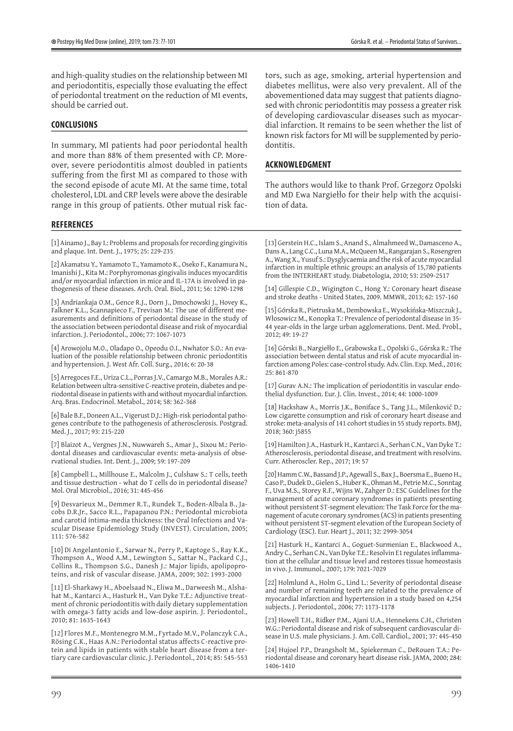and high-quality studies on the relationship between MI and periodontitis, especially those evaluating the effect of periodontal treatment on the reduction of MI events, should be carried out.

## CONCLUSIONS

In summary, MI patients had poor periodontal health and more than 88% of them presented with CP. Moreover, severe periodontitis almost doubled in patients suffering from the first MI as compared to those with the second episode of acute MI. At the same time, total cholesterol, LDL and CRP levels were above the desirable range in this group of patients. Other mutual risk factors, such as age, smoking, arterial hypertension and diabetes mellitus, were also very prevalent. All of the abovementioned data may suggest that patients diagnosed with chronic periodontitis may possess a greater risk of developing cardiovascular diseases such as myocardial infarction. It remains to be seen whether the list of known risk factors for MI will be supplemented by periodontitis.

## ACKNOWLEDGMENT

The authors would like to thank Prof. Grzegorz Opolski and MD Ewa Nargiełło for their help with the acquisition of data.

## REFERENCES

[1] Ainamo J., Bay I.: Problems and proposals for recording gingivitis and plaque. Int. Dent. J., 1975; 25: 229-235

[2] Akamatsu Y., Yamamoto T., Yamamoto K., Oseko F., Kanamura N., Imanishi J., Kita M.: Porphyromonas gingivalis induces myocarditis and/or myocardial infarction in mice and IL-17A is involved in pathogenesis of these diseases. Arch. Oral. Biol., 2011; 56: 1290-1298

[3] Andriankaja O.M., Gence R.J., Dorn J., Dmochowski J., Hovey K., Falkner K.L., Scannapieco F., Trevisan M.: The use of different measurements and definitions of periodontal disease in the study of the association between periodontal disease and risk of myocardial infarction. J. Periodontol., 2006; 77: 1067-1073

[4] Arowojolu M.O., Oladapo O., Opeodu O.I., Nwhator S.O.: An evaluation of the possible relationship between chronic periodontitis and hypertension. J. West Afr. Coll. Surg., 2016; 6: 20-38

[5] Arregoces F.E., Uriza C.L., Porras J.V., Camargo M.B., Morales A.R.: Relation between ultra-sensitive C-reactive protein, diabetes and periodontal disease in patients with and without myocardial infarction. Arq. Bras. Endocrinol. Metabol., 2014; 58: 362-368

[6] Bale B.F., Doneen A.L., Vigerust D.J.: High-risk periodontal pathogenes contribute to the pathogenesis of atherosclerosis. Postgrad. Med. J., 2017; 93: 215-220

[7] Blaizot A., Vergnes J.N., Nuwwareh S., Amar J., Sixou M.: Periodontal diseases and cardiovascular events: meta-analysis of observational studies. Int. Dent. J., 2009; 59: 197-209

[8] Campbell L., Millhouse E., Malcolm J., Culshaw S.: T cells, teeth and tissue destruction - what do T cells do in periodontal disease? Mol. Oral Microbiol., 2016; 31: 445-456

[9] Desvarieux M., Demmer R.T., Rundek T., Boden-Albala B., Jacobs D.R.Jr., Sacco R.L., Papapanou P.N.: Periodontal microbiota and carotid intima-media thickness: the Oral Infections and Vascular Disease Epidemiology Study (INVEST). Circulation, 2005; 111: 576-582

[10] Di Angelantonio E., Sarwar N., Perry P., Kaptoge S., Ray K.K., Thompson A., Wood A.M., Lewington S., Sattar N., Packard C.J., Collins R., Thompson S.G., Danesh J.: Major lipids, apolipoproteins, and risk of vascular disease. JAMA, 2009; 302: 1993-2000

[11] El-Sharkawy H., Aboelsaad N., Eliwa M., Darweesh M., Alshahat M., Kantarci A., Hasturk H., Van Dyke T.E.: Adjunctive treatment of chronic periodontitis with daily dietary supplementation with omega-3 fatty acids and low-dose aspirin. J. Periodontol., 2010; 81: 1635-1643

[12] Flores M.F., Montenegro M.M., Fyrtado M.V., Polanczyk C.A., Rösing C.K., Haas A.N.: Periodontal status affects C-reactive protein and lipids in patients with stable heart disease from a tertiary care cardiovascular clinic. J. Periodontol., 2014; 85: 545-553

[13] Gerstein H.C., Islam S., Anand S., Almahmeed W., Damasceno A., Dans A., Lang C.C., Luna M.A., McQueen M., Rangarajan S., Rosengren A., Wang X., Yusuf S.: Dysglycaemia and the risk of acute myocardial infarction in multiple ethnic groups: an analysis of 15,780 patients from the INTERHEART study. Diabetologia, 2010; 53: 2509-2517

[14] Gillespie C.D., Wigington C., Hong Y.: Coronary heart disease and stroke deaths - United States, 2009. MMWR, 2013; 62: 157-160

[15] Górska R., Pietruska M., Dembowska E., Wysokińska-Miszczuk J., Włosowicz M., Konopka T.: Prevalence of periodontal disease in 35-44 year-olds in the large urban agglomerations. Dent. Med. Probl., 2012; 49: 19-27

[16] Górski B., Nargiełło E., Grabowska E., Opolski G., Górska R.: The association between dental status and risk of acute myocardial infarction among Poles: case-control study. Adv. Clin. Exp. Med., 2016; 25: 861-870

[17] Gurav A.N.: The implication of periodontitis in vascular endothelial dysfunction. Eur. J. Clin. Invest., 2014; 44: 1000-1009

[18] Hackshaw A., Morris J.K., Boniface S., Tang J.L., Milenković D.: Low cigarette consumption and risk of coronary heart disease and stroke: meta-analysis of 141 cohort studies in 55 study reports. BMJ, 2018; 360: j5855

[19] Hamilton J.A., Hasturk H., Kantarci A., Serhan C.N., Van Dyke T.: Atherosclerosis, periodontal disease, and treatment with resolvins. Curr. Atheroscler. Rep., 2017; 19: 57

[20] Hamm C.W., Bassand J.P., Agewall S., Bax J., Boersma E., Bueno H., Caso P., Dudek D., Gielen S., Huber K., Ohman M., Petrie M.C., Sonntag F., Uva M.S., Storey R.F., Wijns W., Zahger D.: ESC Guidelines for the management of acute coronary syndromes in patients presenting without persistent ST-segment elevation: The Task Force for the management of acute coronary syndromes (ACS) in patients presenting without persistent ST-segment elevation of the European Society of Cardiology (ESC). Eur. Heart J., 2011; 32: 2999-3054

[21] Hasturk H., Kantarci A., Goguet-Surmenian E., Blackwood A., Andry C., Serhan C.N., Van Dyke T.E.: Resolvin E1 regulates inflammation at the cellular and tissue level and restores tissue homeostasis in vivo. J. Immunol., 2007; 179: 7021-7029

[22] Holmlund A., Holm G., Lind L.: Severity of periodontal disease and number of remaining teeth are related to the prevalence of myocardial infarction and hypertension in a study based on 4,254 subjects. J. Periodontol., 2006; 77: 1173-1178

[23] Howell T.H., Ridker P.M., Ajani U.A., Hennekens C.H., Christen W.G.: Periodontal disease and risk of subsequent cardiovascular disease in U.S. male physicians. J. Am. Coll. Cardiol., 2001; 37: 445-450

[24] Hujoel P.P., Drangsholt M., Spiekerman C., DeRouen T.A.: Periodontal disease and coronary heart disease risk. JAMA, 2000; 284: 1406-1410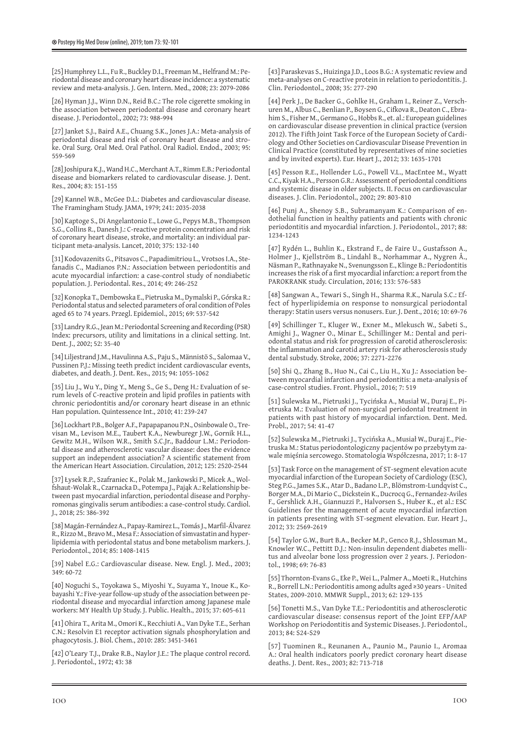[25] Humphrey L.L., Fu R., Buckley D.I., Freeman M., Helfrand M.: Periodontal disease and coronary heart disease incidence: a systematic review and meta-analysis. J. Gen. Intern. Med., 2008; 23: 2079-2086

[26] Hyman J.J., Winn D.N., Reid B.C.: The role cigerette smoking in the association between periodontal disease and coronary heart disease. J. Periodontol., 2002; 73: 988-994

[27] Janket S.J., Baird A.E., Chuang S.K., Jones J.A.: Meta-analysis of periodontal disease and risk of coronary heart disease and stroke. Oral Surg. Oral Med. Oral Pathol. Oral Radiol. Endod., 2003; 95: 559-569

[28] Joshipura K.J., Wand H.C., Merchant A.T., Rimm E.B.: Periodontal disease and biomarkers related to cardiovascular disease. J. Dent. Res., 2004; 83: 151-155

[29] Kannel W.B., McGee D.L.: Diabetes and cardiovascular disease. The Framingham Study. JAMA, 1979; 241: 2035-2038

[30] Kaptoge S., Di Angelantonio E., Lowe G., Pepys M.B., Thompson S.G., Collins R., Danesh J.: C-reactive protein concentration and risk of coronary heart disease, stroke, and mortality: an individual participant meta-analysis. Lancet, 2010; 375: 132-140

[31] Kodovazenits G., Pitsavos C., Papadimitriou L., Vrotsos I.A., Stefanadis C., Madianos P.N.: Association between periodontitis and acute myocardial infarction: a case-control study of nondiabetic population. J. Periodontal. Res., 2014; 49: 246-252

[32] Konopka T., Dembowska E., Pietruska M., Dymalski P., Górska R.: Periodontal status and selected parameters of oral condition of Poles aged 65 to 74 years. Przegl. Epidemiol., 2015; 69: 537-542

[33] Landry R.G., Jean M.: Periodontal Screening and Recording (PSR) Index: precursors, utility and limitations in a clinical setting. Int. Dent. J., 2002; 52: 35-40

[34] Liljestrand J.M., Havulinna A.S., Paju S., Männistö S., Salomaa V., Pussinen P.J.: Missing teeth predict incident cardiovascular events, diabetes, and death. J. Dent. Res., 2015; 94: 1055-1062

[35] Liu J., Wu Y., Ding Y., Meng S., Ge S., Deng H.: Evaluation of serum levels of C-reactive protein and lipid profiles in patients with chronic periodontitis and/or coronary heart disease in an ethnic Han population. Quintessence Int., 2010; 41: 239-247

[36] Lockhart P.B., Bolger A.F., Papapanou P.N., Osinbowale O., Trevisan M., Levison M.E., Taubert K.A., Newburegr J.W., Gornik H.L., Gewitz M.H., Wilson W.R., Smith S.C.Jr., Baddour L.M.: Periodontal disease and atherosclerotic vascular disease: does the evidence support an independent association? A scientific statement from the American Heart Association. Circulation, 2012; 125: 2520-2544

[37] Łysek R.P., Szafraniec K., Polak M., Jankowski P., Micek A., Wolfshaut-Wolak R., Czarnacka D., Potempa J., Pająk A.: Relationship between past myocardial infarction, periodontal disease and Porphyromonas gingivalis serum antibodies: a case-control study. Cardiol. J., 2018; 25: 386-392

[38] Magán-Fernández A., Papay-Ramirez L., Tomás J., Marfil-Álvarez R., Rizzo M., Bravo M., Mesa F.: Association of simvastatin and hyperlipidemia with periodontal status and bone metabolism markers. J. Periodontol., 2014; 85: 1408-1415

[39] Nabel E.G.: Cardiovascular disease. New. Engl. J. Med., 2003; 349: 60-72

[40] Noguchi S., Toyokawa S., Miyoshi Y., Suyama Y., Inoue K., Kobayashi Y.: Five-year follow-up study of the association between periodontal disease and myocardial infarction among Japanese male workers: MY Health Up Study. J. Public. Health., 2015; 37: 605-611

[41] Ohira T., Arita M., Omori K., Recchiuti A., Van Dyke T.E., Serhan C.N.: Resolvin E1 receptor activation signals phosphorylation and phagocytosis. J. Biol. Chem., 2010: 285: 3451-3461

[42] O'Leary T.J., Drake R.B., Naylor J.E.: The plaque control record. J. Periodontol., 1972; 43: 38

[43] Paraskevas S., Huizinga J.D., Loos B.G.: A systematic review and meta-analyses on C-reactive protein in relation to periodontitis. J. Clin. Periodontol., 2008; 35: 277-290

[44] Perk J., De Backer G., Gohlke H., Graham I., Reiner Z., Verschuren M., Albus C., Benlian P., Boysen G., Cifkova R., Deaton C., Ebrahim S., Fisher M., Germano G., Hobbs R., et. al.: European guidelines on cardiovascular disease prevention in clinical practice (version 2012). The Fifth Joint Task Force of the European Society of Cardiology and Other Societies on Cardiovascular Disease Prevention in Clinical Practice (constituted by representatives of nine societies and by invited experts). Eur. Heart J., 2012; 33: 1635-1701

[45] Pesson R.E., Hollender L.G., Powell V.L., MacEntee M., Wyatt C.C., Kiyak H.A., Persson G.R.: Assessment of periodontal conditions and systemic disease in older subjects. II. Focus on cardiovascular diseases. J. Clin. Periodontol., 2002; 29: 803-810

[46] Punj A., Shenoy S.B., Subramanyam K.: Comparison of endothelial function in healthy patients and patients with chronic periodontitis and myocardial infarction. J. Periodontol., 2017; 88: 1234-1243

[47] Rydén L., Buhlin K., Ekstrand F., de Faire U., Gustafsson A., Holmer J., Kjellström B., Lindahl B., Norhammar A., Nygren Å., Näsman P., Rathnayake N., Svenungsson E., Klinge B.: Periodontitis increases the risk of a first myocardial infarction: a report from the PAROKRANK study. Circulation, 2016; 133: 576-583

[48] Sangwan A., Tewari S., Singh H., Sharma R.K., Narula S.C.: Effect of hyperlipidemia on response to nonsurgical periodontal therapy: Statin users versus nonusers. Eur. J. Dent., 2016; 10: 69-76

[49] Schillinger T., Kluger W., Exner M., Mlekusch W., Sabeti S., Amighi J., Wagner O., Minar E., Schillinger M.: Dental and periodontal status and risk for progression of carotid atherosclerosis: the inflammation and carotid artery risk for atherosclerosis study dental substudy. Stroke, 2006; 37: 2271-2276

[50] Shi Q., Zhang B., Huo N., Cai C., Liu H., Xu J.: Association between myocardial infarction and periodontitis: a meta-analysis of case-control studies. Front. Physiol., 2016; 7: 519

[51] Sulewska M., Pietruski J., Tycińska A., Musiał W., Duraj E., Pietruska M.: Evaluation of non-surgical periodontal treatment in patients with past history of myocardial infarction. Dent. Med. Probl., 2017; 54: 41-47

[52] Sulewska M., Pietruski J., Tycińska A., Musiał W., Duraj E., Pietruska M.: Status periodontologiczny pacjentów po przebytym zawale mięśnia sercowego. Stomatologia Współczesna, 2017; 1: 8-17

[53] Task Force on the management of ST-segment elevation acute myocardial infarction of the European Society of Cardiology (ESC), Steg P.G., James S.K., Atar D., Badano L.P., Blömstrom-Lundqvist C., Borger M.A., Di Mario C., Dickstein K., Ducrocq G., Fernandez-Aviles F., Gershlick A.H., Giannuzzi P., Halvorsen S., Huber K., et al.: ESC Guidelines for the management of acute myocardial infarction in patients presenting with ST-segment elevation. Eur. Heart J., 2012; 33: 2569-2619

[54] Taylor G.W., Burt B.A., Becker M.P., Genco R.J., Shlossman M., Knowler W.C., Pettitt D.J.: Non-insulin dependent diabetes mellitus and alveolar bone loss progression over 2 years. J. Periodontol., 1998; 69: 76-83

[55] Thornton-Evans G., Eke P., Wei L., Palmer A., Moeti R., Hutchins R., Borrell L.N.: Periodontitis among adults aged ≥30 years - United States, 2009-2010. MMWR Suppl., 2013; 62: 129-135

[56] Tonetti M.S., Van Dyke T.E.: Periodontitis and atherosclerotic cardiovascular disease: consensus report of the Joint EFP/AAP Workshop on Periodontitis and Systemic Diseases. J. Periodontol., 2013; 84: S24-S29

[57] Tuominen R., Reunanen A., Paunio M., Paunio I., Aromaa A.: Oral health indicators poorly predict coronary heart disease deaths. J. Dent. Res., 2003; 82: 713-718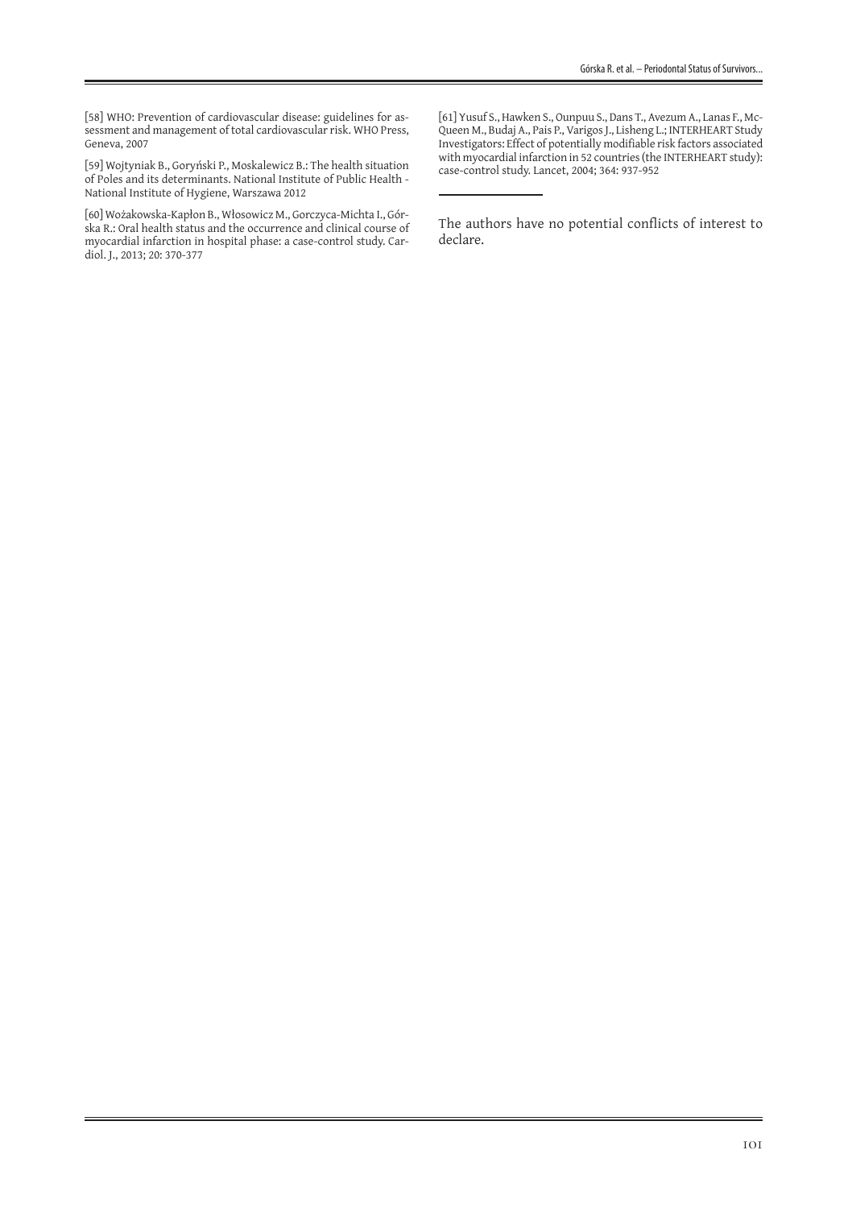[58] WHO: Prevention of cardiovascular disease: guidelines for assessment and management of total cardiovascular risk. WHO Press, Geneva, 2007

[59] Wojtyniak B., Goryński P., Moskalewicz B.: The health situation of Poles and its determinants. National Institute of Public Health - National Institute of Hygiene, Warszawa 2012

[60] Wożakowska-Kapłon B., Włosowicz M., Gorczyca-Michta I., Górska R.: Oral health status and the occurrence and clinical course of myocardial infarction in hospital phase: a case-control study. Cardiol. J., 2013; 20: 370-377

[61] Yusuf S., Hawken S., Ounpuu S., Dans T., Avezum A., Lanas F., McQueen M., Budaj A., Pais P., Varigos J., Lisheng L.; INTERHEART Study Investigators: Effect of potentially modifiable risk factors associated with myocardial infarction in 52 countries (the INTERHEART study): case-control study. Lancet, 2004; 364: 937-952

---

The authors have no potential conflicts of interest to declare.